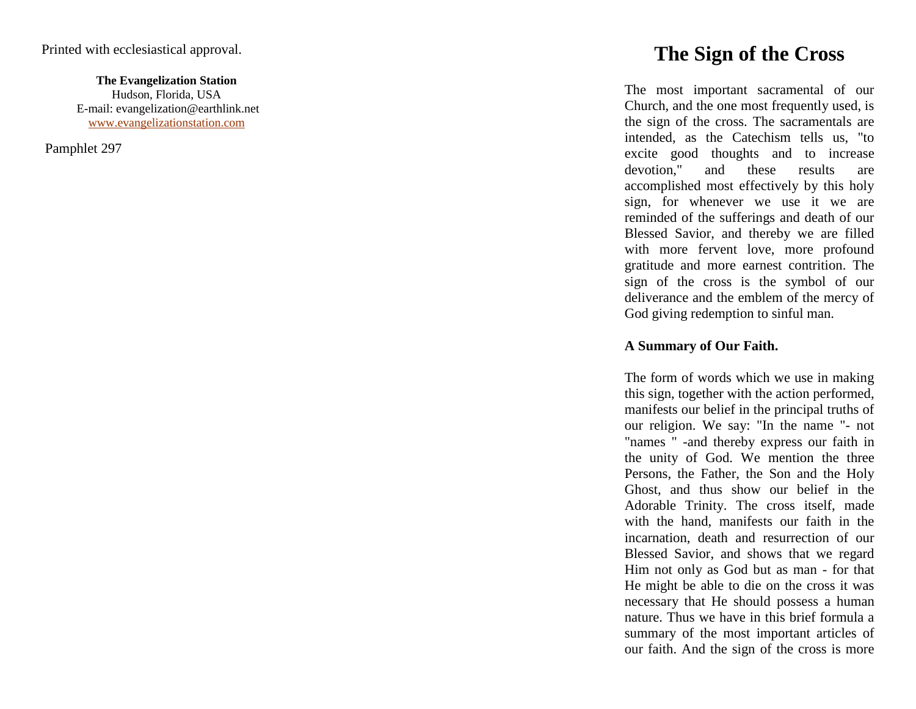Printed with ecclesiastical approval.

**The Evangelization Station**
Hudson, Florida, USA
E-mail: evangelization@earthlink.net
www.evangelizationstation.com

Pamphlet 297

# The Sign of the Cross

The most important sacramental of our Church, and the one most frequently used, is the sign of the cross. The sacramentals are intended, as the Catechism tells us, "to excite good thoughts and to increase devotion," and these results are accomplished most effectively by this holy sign, for whenever we use it we are reminded of the sufferings and death of our Blessed Savior, and thereby we are filled with more fervent love, more profound gratitude and more earnest contrition. The sign of the cross is the symbol of our deliverance and the emblem of the mercy of God giving redemption to sinful man.

**A Summary of Our Faith.**

The form of words which we use in making this sign, together with the action performed, manifests our belief in the principal truths of our religion. We say: "In the name "- not "names " -and thereby express our faith in the unity of God. We mention the three Persons, the Father, the Son and the Holy Ghost, and thus show our belief in the Adorable Trinity. The cross itself, made with the hand, manifests our faith in the incarnation, death and resurrection of our Blessed Savior, and shows that we regard Him not only as God but as man - for that He might be able to die on the cross it was necessary that He should possess a human nature. Thus we have in this brief formula a summary of the most important articles of our faith. And the sign of the cross is more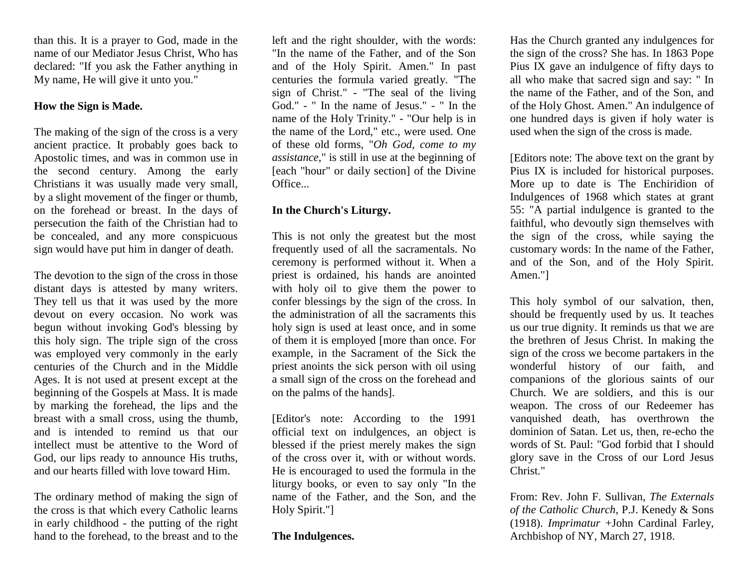than this. It is a prayer to God, made in the name of our Mediator Jesus Christ, Who has declared: "If you ask the Father anything in My name, He will give it unto you."

**How the Sign is Made.**

The making of the sign of the cross is a very ancient practice. It probably goes back to Apostolic times, and was in common use in the second century. Among the early Christians it was usually made very small, by a slight movement of the finger or thumb, on the forehead or breast. In the days of persecution the faith of the Christian had to be concealed, and any more conspicuous sign would have put him in danger of death.

The devotion to the sign of the cross in those distant days is attested by many writers. They tell us that it was used by the more devout on every occasion. No work was begun without invoking God's blessing by this holy sign. The triple sign of the cross was employed very commonly in the early centuries of the Church and in the Middle Ages. It is not used at present except at the beginning of the Gospels at Mass. It is made by marking the forehead, the lips and the breast with a small cross, using the thumb, and is intended to remind us that our intellect must be attentive to the Word of God, our lips ready to announce His truths, and our hearts filled with love toward Him.

The ordinary method of making the sign of the cross is that which every Catholic learns in early childhood - the putting of the right hand to the forehead, to the breast and to the left and the right shoulder, with the words: "In the name of the Father, and of the Son and of the Holy Spirit. Amen." In past centuries the formula varied greatly. "The sign of Christ." - "The seal of the living God." - " In the name of Jesus." - " In the name of the Holy Trinity." - "Our help is in the name of the Lord," etc., were used. One of these old forms, "*Oh God, come to my assistance*," is still in use at the beginning of [each "hour" or daily section] of the Divine Office...

**In the Church's Liturgy.**

This is not only the greatest but the most frequently used of all the sacramentals. No ceremony is performed without it. When a priest is ordained, his hands are anointed with holy oil to give them the power to confer blessings by the sign of the cross. In the administration of all the sacraments this holy sign is used at least once, and in some of them it is employed [more than once. For example, in the Sacrament of the Sick the priest anoints the sick person with oil using a small sign of the cross on the forehead and on the palms of the hands].

[Editor's note: According to the 1991 official text on indulgences, an object is blessed if the priest merely makes the sign of the cross over it, with or without words. He is encouraged to used the formula in the liturgy books, or even to say only "In the name of the Father, and the Son, and the Holy Spirit."]

**The Indulgences.**

Has the Church granted any indulgences for the sign of the cross? She has. In 1863 Pope Pius IX gave an indulgence of fifty days to all who make that sacred sign and say: " In the name of the Father, and of the Son, and of the Holy Ghost. Amen." An indulgence of one hundred days is given if holy water is used when the sign of the cross is made.

[Editors note: The above text on the grant by Pius IX is included for historical purposes. More up to date is The Enchiridion of Indulgences of 1968 which states at grant 55: "A partial indulgence is granted to the faithful, who devoutly sign themselves with the sign of the cross, while saying the customary words: In the name of the Father, and of the Son, and of the Holy Spirit. Amen."]

This holy symbol of our salvation, then, should be frequently used by us. It teaches us our true dignity. It reminds us that we are the brethren of Jesus Christ. In making the sign of the cross we become partakers in the wonderful history of our faith, and companions of the glorious saints of our Church. We are soldiers, and this is our weapon. The cross of our Redeemer has vanquished death, has overthrown the dominion of Satan. Let us, then, re-echo the words of St. Paul: "God forbid that I should glory save in the Cross of our Lord Jesus Christ."

From: Rev. John F. Sullivan, *The Externals of the Catholic Church*, P.J. Kenedy & Sons (1918). *Imprimatur* +John Cardinal Farley, Archbishop of NY, March 27, 1918.